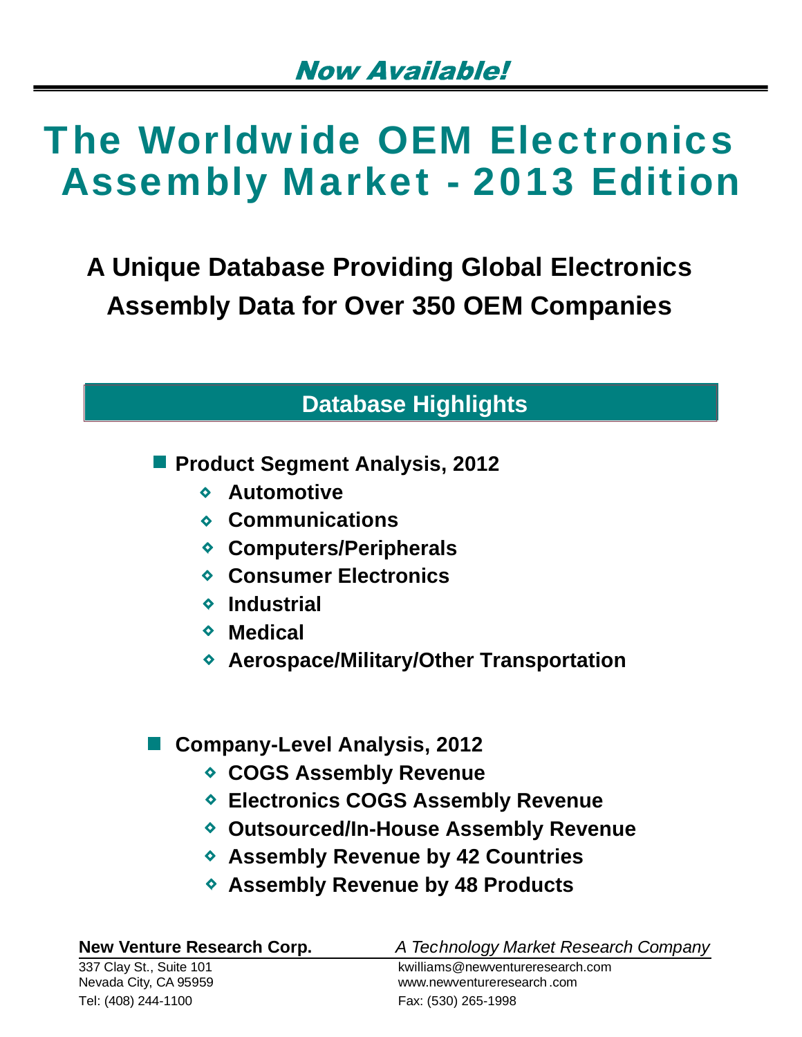*Now Available!*

# The Worldwide OEM Electronics Assembly Market - 2013 Edition

## A Unique Database Providing Global Electronics Assembly Data for Over 350 OEM Companies

### Database Highlights

- **Product Segment Analysis, 2012**
  - **Automotive**
  - **Communications**
  - **Computers/Peripherals**
  - **Consumer Electronics**
  - **Industrial**
  - **Medical**
  - **Aerospace/Military/Other Transportation**

- **Company-Level Analysis, 2012**
  - **COGS Assembly Revenue**
  - **Electronics COGS Assembly Revenue**
  - **Outsourced/In-House Assembly Revenue**
  - **Assembly Revenue by 42 Countries**
  - **Assembly Revenue by 48 Products**

**New Venture Research Corp.** *A Technology Market Research Company*

337 Clay St., Suite 101
Nevada City, CA 95959
Tel: (408) 244-1100

kwilliams@newventureresearch.com
www.newventureresearch .com
Fax: (530) 265-1998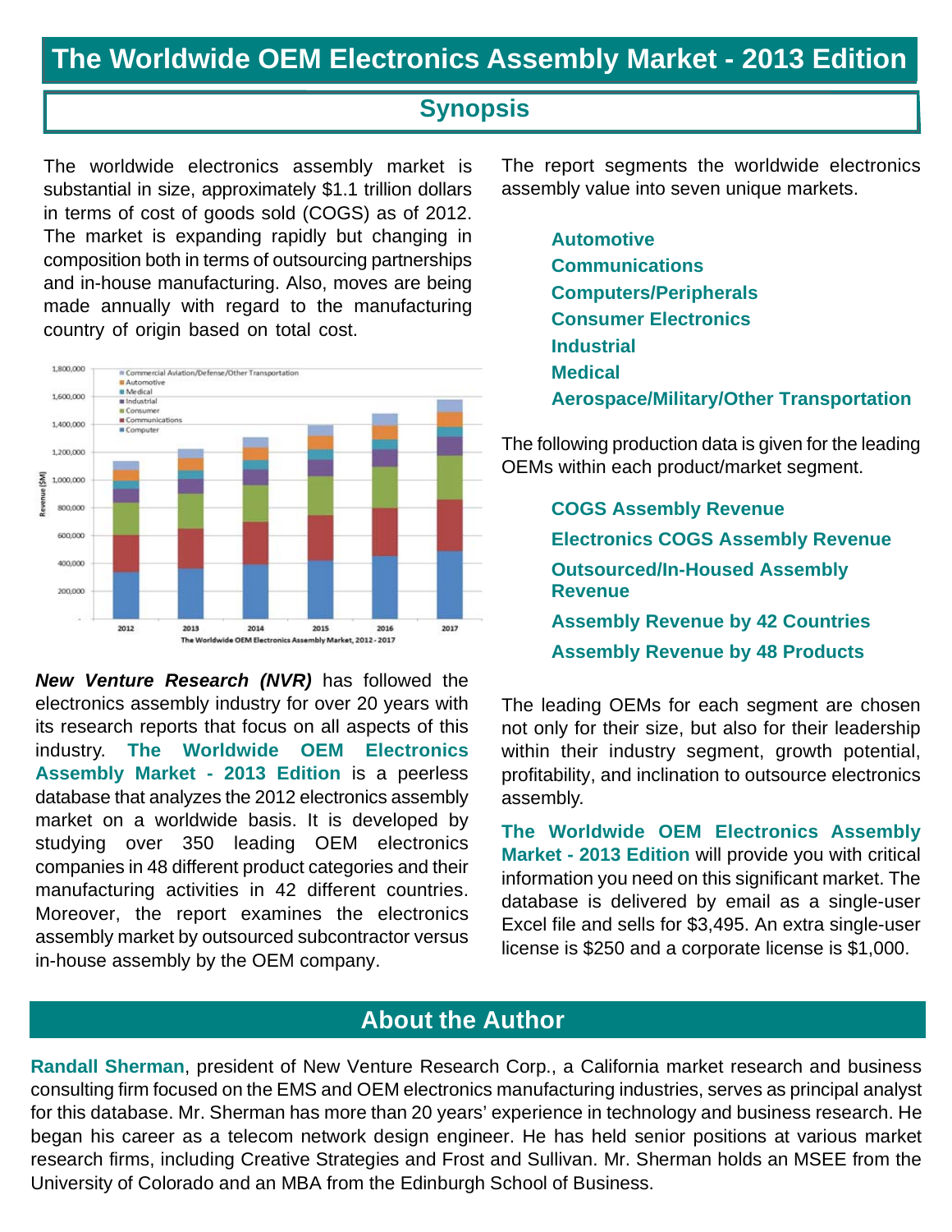# The Worldwide OEM Electronics Assembly Market - 2013 Edition

## Synopsis

The worldwide electronics assembly market is substantial in size, approximately $1.1 trillion dollars in terms of cost of goods sold (COGS) as of 2012. The market is expanding rapidly but changing in composition both in terms of outsourcing partnerships and in-house manufacturing. Also, moves are being made annually with regard to the manufacturing country of origin based on total cost.

The Worldwide OEM Electronics Assembly Market, 2012 - 2017

***New Venture Research (NVR)*** has followed the electronics assembly industry for over 20 years with its research reports that focus on all aspects of this industry. **The Worldwide OEM Electronics Assembly Market - 2013 Edition** is a peerless database that analyzes the 2012 electronics assembly market on a worldwide basis. It is developed by studying over 350 leading OEM electronics companies in 48 different product categories and their manufacturing activities in 42 different countries. Moreover, the report examines the electronics assembly market by outsourced subcontractor versus in-house assembly by the OEM company.

The report segments the worldwide electronics assembly value into seven unique markets.

- **Automotive**
- **Communications**
- **Computers/Peripherals**
- **Consumer Electronics**
- **Industrial**
- **Medical**
- **Aerospace/Military/Other Transportation**

The following production data is given for the leading OEMs within each product/market segment.

- **COGS Assembly Revenue**
- **Electronics COGS Assembly Revenue**
- **Outsourced/In-Housed Assembly Revenue**
- **Assembly Revenue by 42 Countries**
- **Assembly Revenue by 48 Products**

The leading OEMs for each segment are chosen not only for their size, but also for their leadership within their industry segment, growth potential, profitability, and inclination to outsource electronics assembly.

**The Worldwide OEM Electronics Assembly Market - 2013 Edition** will provide you with critical information you need on this significant market. The database is delivered by email as a single-user Excel file and sells for $3,495. An extra single-user license is $250 and a corporate license is $1,000.

## About the Author

**Randall Sherman**, president of New Venture Research Corp., a California market research and business consulting firm focused on the EMS and OEM electronics manufacturing industries, serves as principal analyst for this database. Mr. Sherman has more than 20 years' experience in technology and business research. He began his career as a telecom network design engineer. He has held senior positions at various market research firms, including Creative Strategies and Frost and Sullivan. Mr. Sherman holds an MSEE from the University of Colorado and an MBA from the Edinburgh School of Business.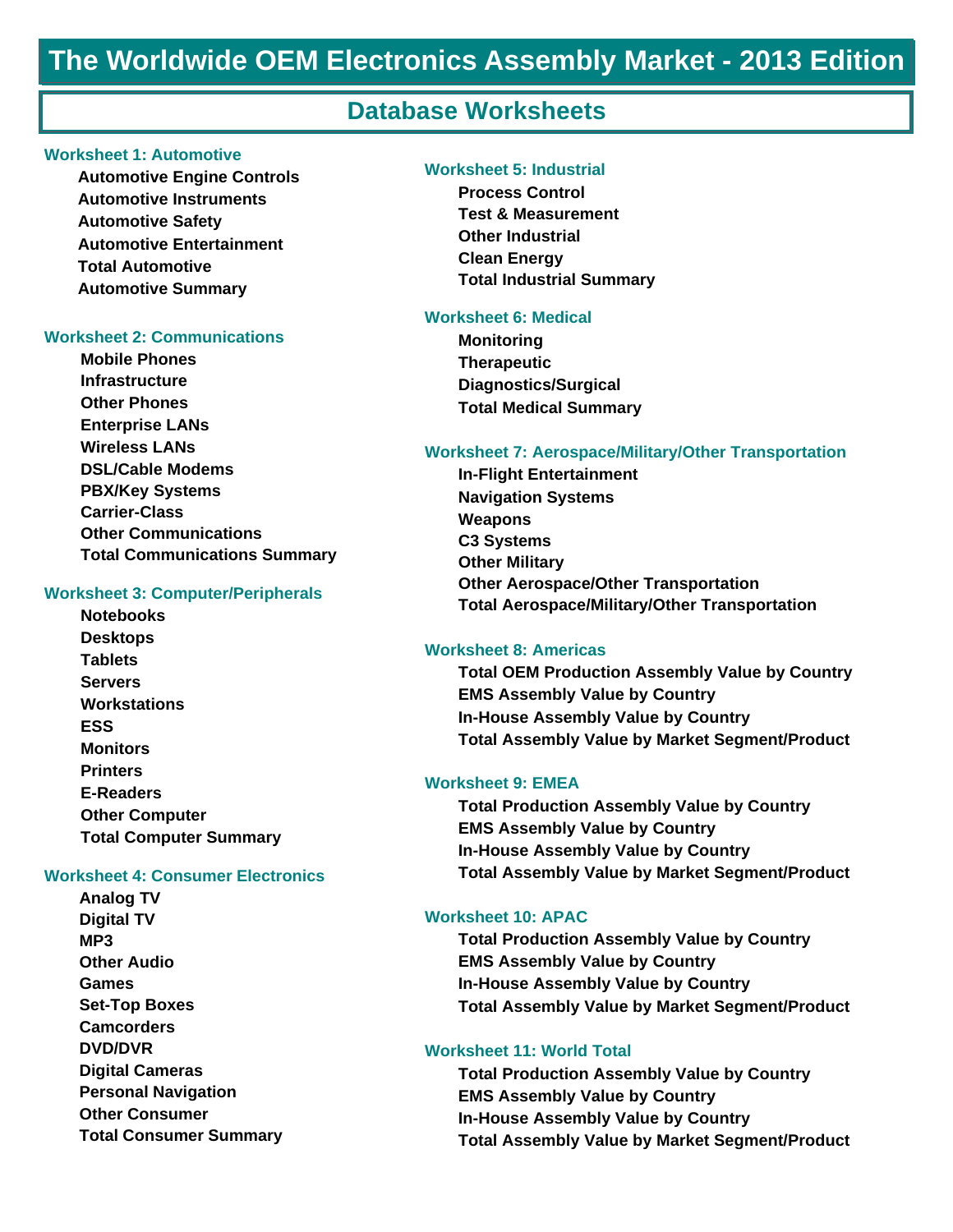# The Worldwide OEM Electronics Assembly Market - 2013 Edition

## Database Worksheets

### Worksheet 1: Automotive

- **Automotive Engine Controls**
- **Automotive Instruments**
- **Automotive Safety**
- **Automotive Entertainment**
- **Total Automotive**
- **Automotive Summary**

### Worksheet 2: Communications

- **Mobile Phones**
- **Infrastructure**
- **Other Phones**
- **Enterprise LANs**
- **Wireless LANs**
- **DSL/Cable Modems**
- **PBX/Key Systems**
- **Carrier-Class**
- **Other Communications**
- **Total Communications Summary**

### Worksheet 3: Computer/Peripherals

- **Notebooks**
- **Desktops**
- **Tablets**
- **Servers**
- **Workstations**
- **ESS**
- **Monitors**
- **Printers**
- **E-Readers**
- **Other Computer**
- **Total Computer Summary**

### Worksheet 4: Consumer Electronics

- **Analog TV**
- **Digital TV**
- **MP3**
- **Other Audio**
- **Games**
- **Set-Top Boxes**
- **Camcorders**
- **DVD/DVR**
- **Digital Cameras**
- **Personal Navigation**
- **Other Consumer**
- **Total Consumer Summary**

### Worksheet 5: Industrial

- **Process Control**
- **Test & Measurement**
- **Other Industrial**
- **Clean Energy**
- **Total Industrial Summary**

### Worksheet 6: Medical

- **Monitoring**
- **Therapeutic**
- **Diagnostics/Surgical**
- **Total Medical Summary**

### Worksheet 7: Aerospace/Military/Other Transportation

- **In-Flight Entertainment**
- **Navigation Systems**
- **Weapons**
- **C3 Systems**
- **Other Military**
- **Other Aerospace/Other Transportation**
- **Total Aerospace/Military/Other Transportation**

### Worksheet 8: Americas

- **Total OEM Production Assembly Value by Country**
- **EMS Assembly Value by Country**
- **In-House Assembly Value by Country**
- **Total Assembly Value by Market Segment/Product**

### Worksheet 9: EMEA

- **Total Production Assembly Value by Country**
- **EMS Assembly Value by Country**
- **In-House Assembly Value by Country**
- **Total Assembly Value by Market Segment/Product**

### Worksheet 10: APAC

- **Total Production Assembly Value by Country**
- **EMS Assembly Value by Country**
- **In-House Assembly Value by Country**
- **Total Assembly Value by Market Segment/Product**

### Worksheet 11: World Total

- **Total Production Assembly Value by Country**
- **EMS Assembly Value by Country**
- **In-House Assembly Value by Country**
- **Total Assembly Value by Market Segment/Product**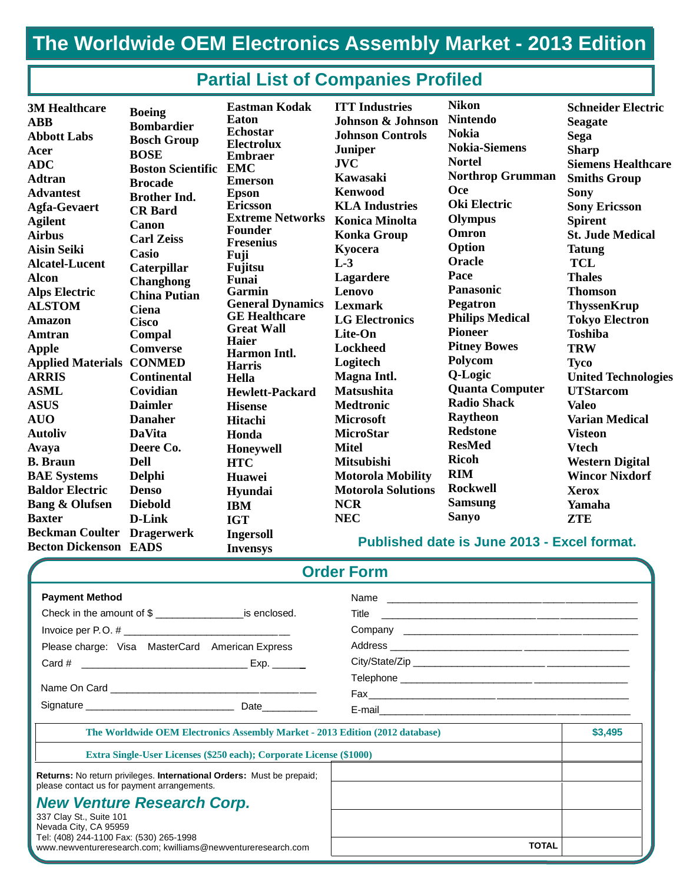# The Worldwide OEM Electronics Assembly Market - 2013 Edition

## Partial List of Companies Profiled

3M Healthcare
ABB
Abbott Labs
Acer
ADC
Adtran
Advantest
Agfa-Gevaert
Agilent
Airbus
Aisin Seiki
Alcatel-Lucent
Alcon
Alps Electric
ALSTOM
Amazon
Amtran
Apple
Applied Materials
ARRIS
ASML
ASUS
AUO
Autoliv
Avaya
B. Braun
BAE Systems
Baldor Electric
Bang & Olufsen
Baxter
Beckman Coulter
Becton Dickenson
Boeing
Bombardier
Bosch Group
BOSE
Boston Scientific
Brocade
Brother Ind.
CR Bard
Canon
Carl Zeiss
Casio
Caterpillar
Changhong
China Putian
Ciena
Cisco
Compal
Comverse
CONMED
Continental
Covidian
Daimler
Danaher
DaVita
Deere Co.
Dell
Delphi
Denso
Diebold
D-Link
Dragerwerk
EADS
Eastman Kodak
Eaton
Echostar
Electrolux
Embraer
EMC
Emerson
Epson
Ericsson
Extreme Networks
Founder
Fresenius
Fuji
Fujitsu
Funai
Garmin
General Dynamics
GE Healthcare
Great Wall
Haier
Harmon Intl.
Harris
Hella
Hewlett-Packard
Hisense
Hitachi
Honda
Honeywell
HTC
Huawei
Hyundai
IBM
IGT
Ingersoll
Invensys
ITT Industries
Johnson & Johnson
Johnson Controls
Juniper
JVC
Kawasaki
Kenwood
KLA Industries
Konica Minolta
Konka Group
Kyocera
L-3
Lagardere
Lenovo
Lexmark
LG Electronics
Lite-On
Lockheed
Logitech
Magna Intl.
Matsushita
Medtronic
Microsoft
MicroStar
Mitel
Mitsubishi
Motorola Mobility
Motorola Solutions
NCR
NEC
Nikon
Nintendo
Nokia
Nokia-Siemens
Nortel
Northrop Grumman
Oce
Oki Electric
Olympus
Omron
Option
Oracle
Pace
Panasonic
Pegatron
Philips Medical
Pioneer
Pitney Bowes
Polycom
Q-Logic
Quanta Computer
Radio Shack
Raytheon
Redstone
ResMed
Ricoh
RIM
Rockwell
Samsung
Sanyo
Schneider Electric
Seagate
Sega
Sharp
Siemens Healthcare
Smiths Group
Sony
Sony Ericsson
Spirent
St. Jude Medical
Tatung
TCL
Thales
Thomson
ThyssenKrup
Tokyo Electron
Toshiba
TRW
Tyco
United Technologies
UTStarcom
Valeo
Varian Medical
Visteon
Vtech
Western Digital
Wincor Nixdorf
Xerox
Yamaha
ZTE

**Published date is June 2013 - Excel format.**

## Order Form

**Payment Method**

Check in the amount of $ _______________is enclosed.

Invoice per P.O. # ______________________________

Please charge: Visa MasterCard American Express

Card # ______________________________ Exp. ______

Name On Card ____________________________________

Signature __________________________ Date__________

Name ____________________________________________

Title ____________________________________________

Company _________________________________________

Address _________________________________________

City/State/Zip _____________________________________

Telephone _______________________________________

Fax _____________________________________________

E-mail ___________________________________________

| | |
|---|---|
| The Worldwide OEM Electronics Assembly Market - 2013 Edition (2012 database) | $3,495 |
| Extra Single-User Licenses ($250 each); Corporate License ($1000) | |
| | |
| | |
| | |
| TOTAL | |

**Returns:** No return privileges. **International Orders:** Must be prepaid; please contact us for payment arrangements.

***New Venture Research Corp.***
337 Clay St., Suite 101
Nevada City, CA 95959
Tel: (408) 244-1100 Fax: (530) 265-1998
www.newventureresearch.com; kwilliams@newventureresearch.com